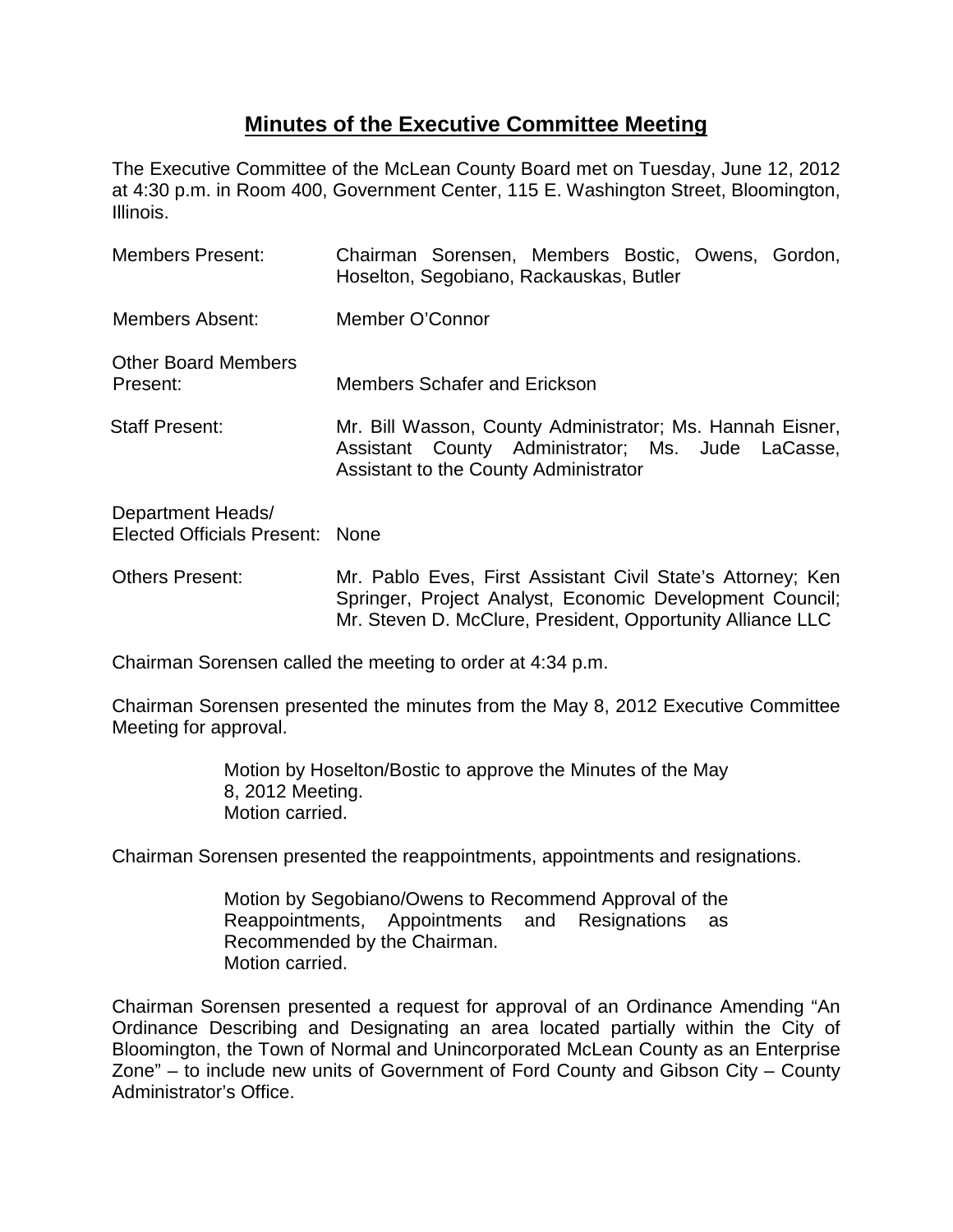# **Minutes of the Executive Committee Meeting**

The Executive Committee of the McLean County Board met on Tuesday, June 12, 2012 at 4:30 p.m. in Room 400, Government Center, 115 E. Washington Street, Bloomington, Illinois.

| | |
|---|---|
| Members Present: | Chairman Sorensen, Members Bostic, Owens, Gordon, Hoselton, Segobiano, Rackauskas, Butler |
| Members Absent: | Member O'Connor |
| Other Board Members Present: | Members Schafer and Erickson |
| Staff Present: | Mr. Bill Wasson, County Administrator; Ms. Hannah Eisner, Assistant County Administrator; Ms. Jude LaCasse, Assistant to the County Administrator |
| Department Heads/ Elected Officials Present: | None |
| Others Present: | Mr. Pablo Eves, First Assistant Civil State's Attorney; Ken Springer, Project Analyst, Economic Development Council; Mr. Steven D. McClure, President, Opportunity Alliance LLC |

Chairman Sorensen called the meeting to order at 4:34 p.m.

Chairman Sorensen presented the minutes from the May 8, 2012 Executive Committee Meeting for approval.

> Motion by Hoselton/Bostic to approve the Minutes of the May 8, 2012 Meeting.
> Motion carried.

Chairman Sorensen presented the reappointments, appointments and resignations.

> Motion by Segobiano/Owens to Recommend Approval of the Reappointments, Appointments and Resignations as Recommended by the Chairman.
> Motion carried.

Chairman Sorensen presented a request for approval of an Ordinance Amending "An Ordinance Describing and Designating an area located partially within the City of Bloomington, the Town of Normal and Unincorporated McLean County as an Enterprise Zone" – to include new units of Government of Ford County and Gibson City – County Administrator's Office.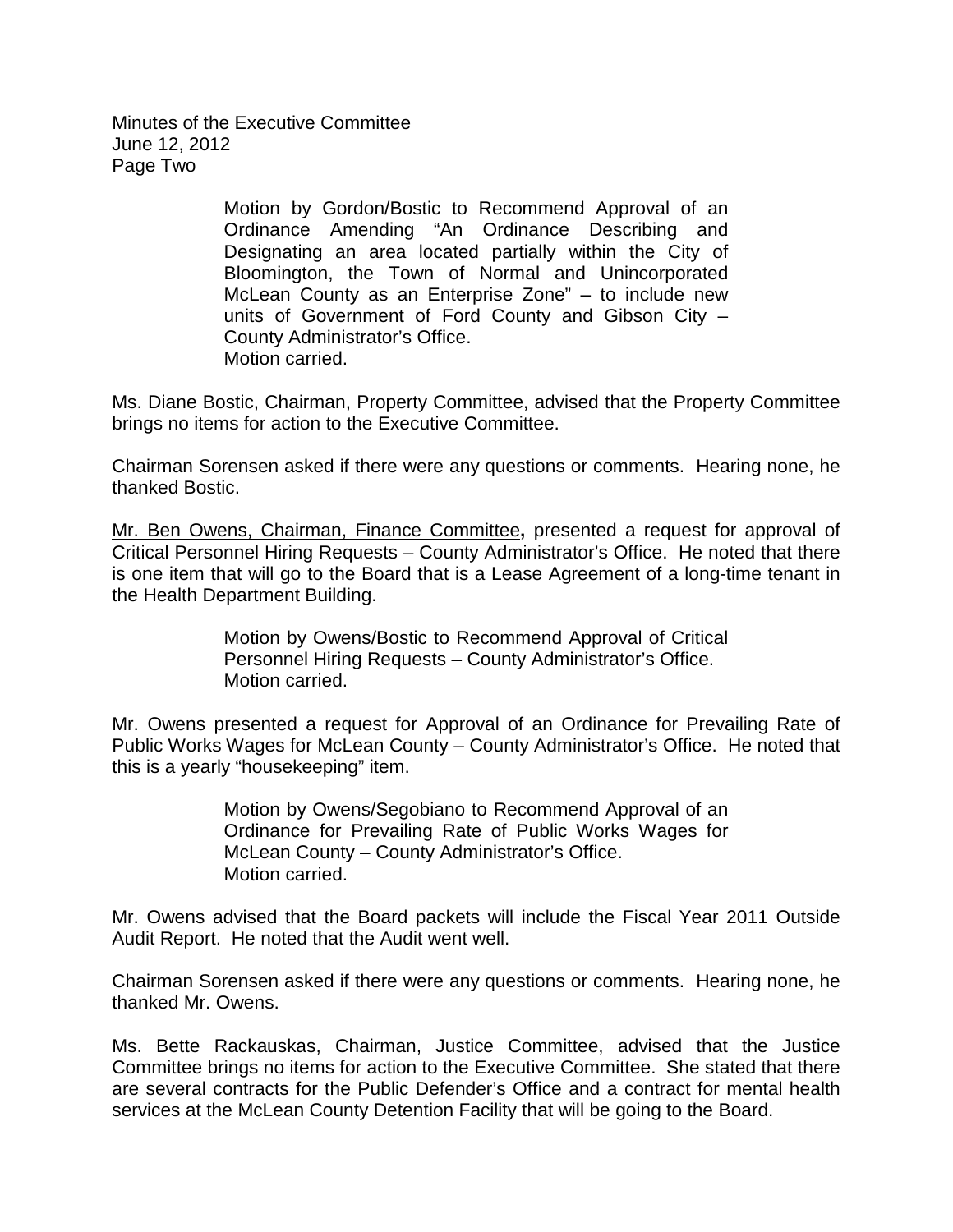> Motion by Gordon/Bostic to Recommend Approval of an Ordinance Amending "An Ordinance Describing and Designating an area located partially within the City of Bloomington, the Town of Normal and Unincorporated McLean County as an Enterprise Zone" – to include new units of Government of Ford County and Gibson City – County Administrator's Office.
> Motion carried.

<u>Ms. Diane Bostic, Chairman, Property Committee</u>, advised that the Property Committee brings no items for action to the Executive Committee.

Chairman Sorensen asked if there were any questions or comments. Hearing none, he thanked Bostic.

<u>Mr. Ben Owens, Chairman, Finance Committee</u>**,** presented a request for approval of Critical Personnel Hiring Requests – County Administrator's Office. He noted that there is one item that will go to the Board that is a Lease Agreement of a long-time tenant in the Health Department Building.

> Motion by Owens/Bostic to Recommend Approval of Critical Personnel Hiring Requests – County Administrator's Office.
> Motion carried.

Mr. Owens presented a request for Approval of an Ordinance for Prevailing Rate of Public Works Wages for McLean County – County Administrator's Office. He noted that this is a yearly "housekeeping" item.

> Motion by Owens/Segobiano to Recommend Approval of an Ordinance for Prevailing Rate of Public Works Wages for McLean County – County Administrator's Office.
> Motion carried.

Mr. Owens advised that the Board packets will include the Fiscal Year 2011 Outside Audit Report. He noted that the Audit went well.

Chairman Sorensen asked if there were any questions or comments. Hearing none, he thanked Mr. Owens.

<u>Ms. Bette Rackauskas, Chairman, Justice Committee</u>, advised that the Justice Committee brings no items for action to the Executive Committee. She stated that there are several contracts for the Public Defender's Office and a contract for mental health services at the McLean County Detention Facility that will be going to the Board.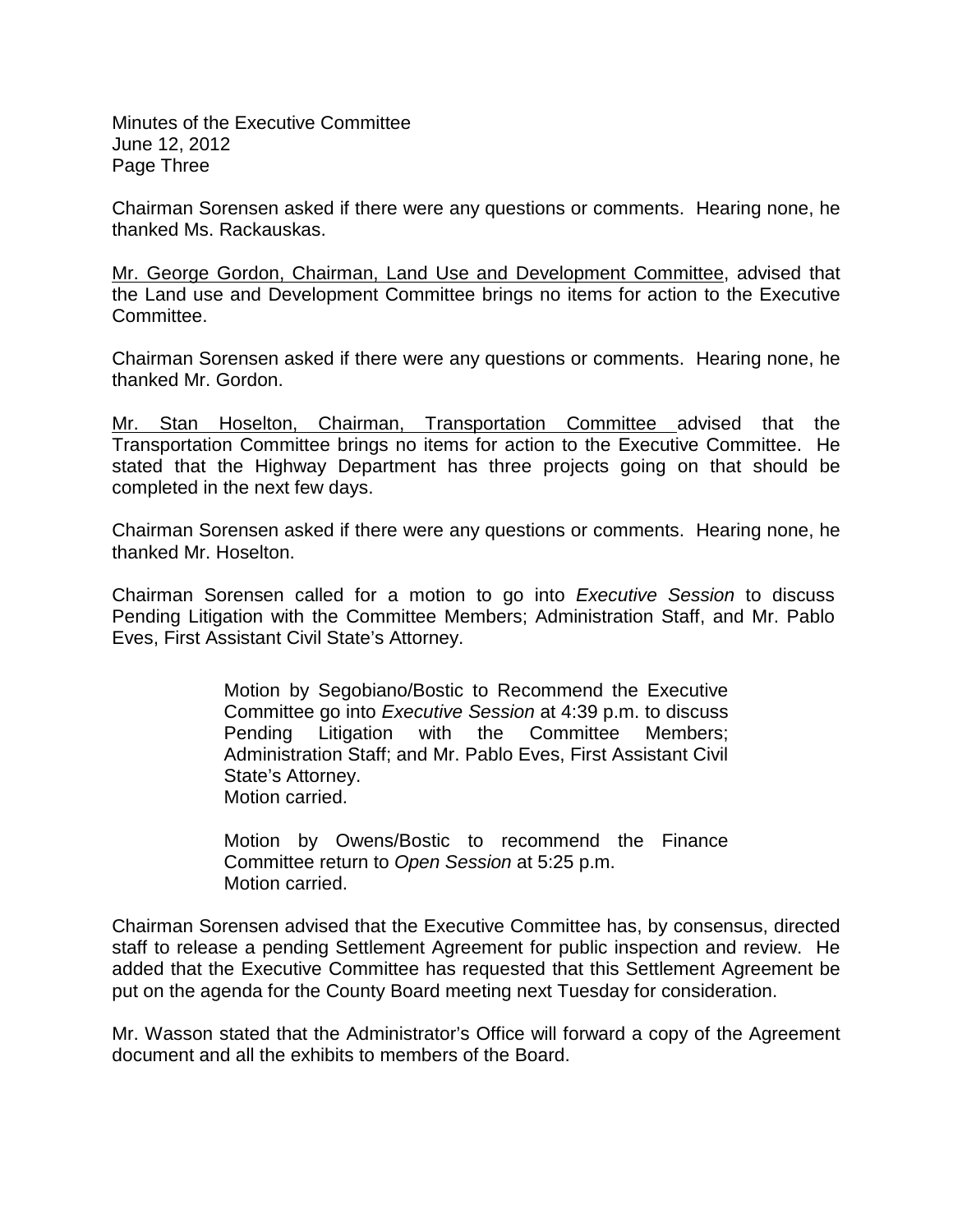Chairman Sorensen asked if there were any questions or comments. Hearing none, he thanked Ms. Rackauskas.

Mr. George Gordon, Chairman, Land Use and Development Committee, advised that the Land use and Development Committee brings no items for action to the Executive Committee.

Chairman Sorensen asked if there were any questions or comments. Hearing none, he thanked Mr. Gordon.

Mr. Stan Hoselton, Chairman, Transportation Committee advised that the Transportation Committee brings no items for action to the Executive Committee. He stated that the Highway Department has three projects going on that should be completed in the next few days.

Chairman Sorensen asked if there were any questions or comments. Hearing none, he thanked Mr. Hoselton.

Chairman Sorensen called for a motion to go into *Executive Session* to discuss Pending Litigation with the Committee Members; Administration Staff, and Mr. Pablo Eves, First Assistant Civil State's Attorney.

> Motion by Segobiano/Bostic to Recommend the Executive Committee go into *Executive Session* at 4:39 p.m. to discuss Pending Litigation with the Committee Members; Administration Staff; and Mr. Pablo Eves, First Assistant Civil State's Attorney.
> Motion carried.
>
> Motion by Owens/Bostic to recommend the Finance Committee return to *Open Session* at 5:25 p.m.
> Motion carried.

Chairman Sorensen advised that the Executive Committee has, by consensus, directed staff to release a pending Settlement Agreement for public inspection and review. He added that the Executive Committee has requested that this Settlement Agreement be put on the agenda for the County Board meeting next Tuesday for consideration.

Mr. Wasson stated that the Administrator's Office will forward a copy of the Agreement document and all the exhibits to members of the Board.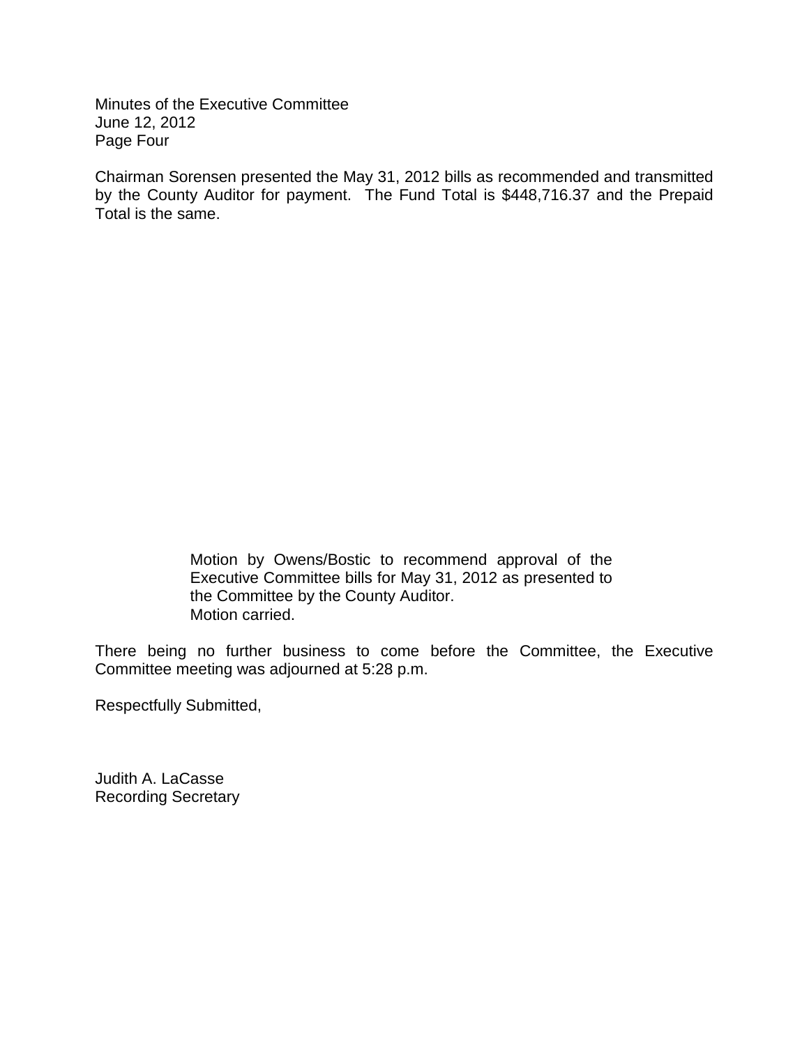Chairman Sorensen presented the May 31, 2012 bills as recommended and transmitted by the County Auditor for payment. The Fund Total is $448,716.37 and the Prepaid Total is the same.

> Motion by Owens/Bostic to recommend approval of the Executive Committee bills for May 31, 2012 as presented to the Committee by the County Auditor.
> Motion carried.

There being no further business to come before the Committee, the Executive Committee meeting was adjourned at 5:28 p.m.

Respectfully Submitted,

Judith A. LaCasse
Recording Secretary